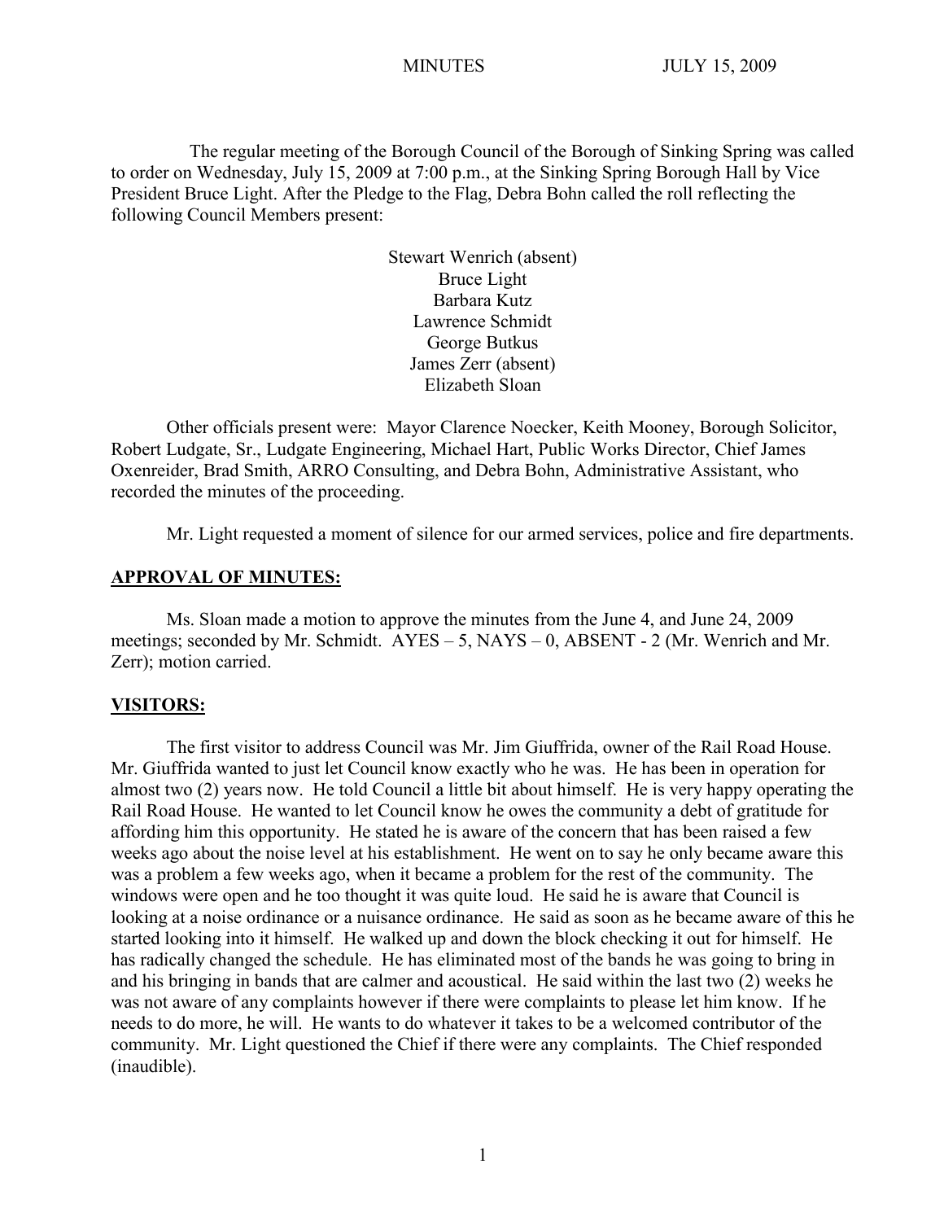MINUTES JULY 15, 2009

The regular meeting of the Borough Council of the Borough of Sinking Spring was called to order on Wednesday, July 15, 2009 at 7:00 p.m., at the Sinking Spring Borough Hall by Vice President Bruce Light. After the Pledge to the Flag, Debra Bohn called the roll reflecting the following Council Members present:

Stewart Wenrich (absent)
Bruce Light
Barbara Kutz
Lawrence Schmidt
George Butkus
James Zerr (absent)
Elizabeth Sloan

Other officials present were: Mayor Clarence Noecker, Keith Mooney, Borough Solicitor, Robert Ludgate, Sr., Ludgate Engineering, Michael Hart, Public Works Director, Chief James Oxenreider, Brad Smith, ARRO Consulting, and Debra Bohn, Administrative Assistant, who recorded the minutes of the proceeding.

Mr. Light requested a moment of silence for our armed services, police and fire departments.

## APPROVAL OF MINUTES:

Ms. Sloan made a motion to approve the minutes from the June 4, and June 24, 2009 meetings; seconded by Mr. Schmidt. AYES – 5, NAYS – 0, ABSENT - 2 (Mr. Wenrich and Mr. Zerr); motion carried.

## VISITORS:

The first visitor to address Council was Mr. Jim Giuffrida, owner of the Rail Road House. Mr. Giuffrida wanted to just let Council know exactly who he was. He has been in operation for almost two (2) years now. He told Council a little bit about himself. He is very happy operating the Rail Road House. He wanted to let Council know he owes the community a debt of gratitude for affording him this opportunity. He stated he is aware of the concern that has been raised a few weeks ago about the noise level at his establishment. He went on to say he only became aware this was a problem a few weeks ago, when it became a problem for the rest of the community. The windows were open and he too thought it was quite loud. He said he is aware that Council is looking at a noise ordinance or a nuisance ordinance. He said as soon as he became aware of this he started looking into it himself. He walked up and down the block checking it out for himself. He has radically changed the schedule. He has eliminated most of the bands he was going to bring in and his bringing in bands that are calmer and acoustical. He said within the last two (2) weeks he was not aware of any complaints however if there were complaints to please let him know. If he needs to do more, he will. He wants to do whatever it takes to be a welcomed contributor of the community. Mr. Light questioned the Chief if there were any complaints. The Chief responded (inaudible).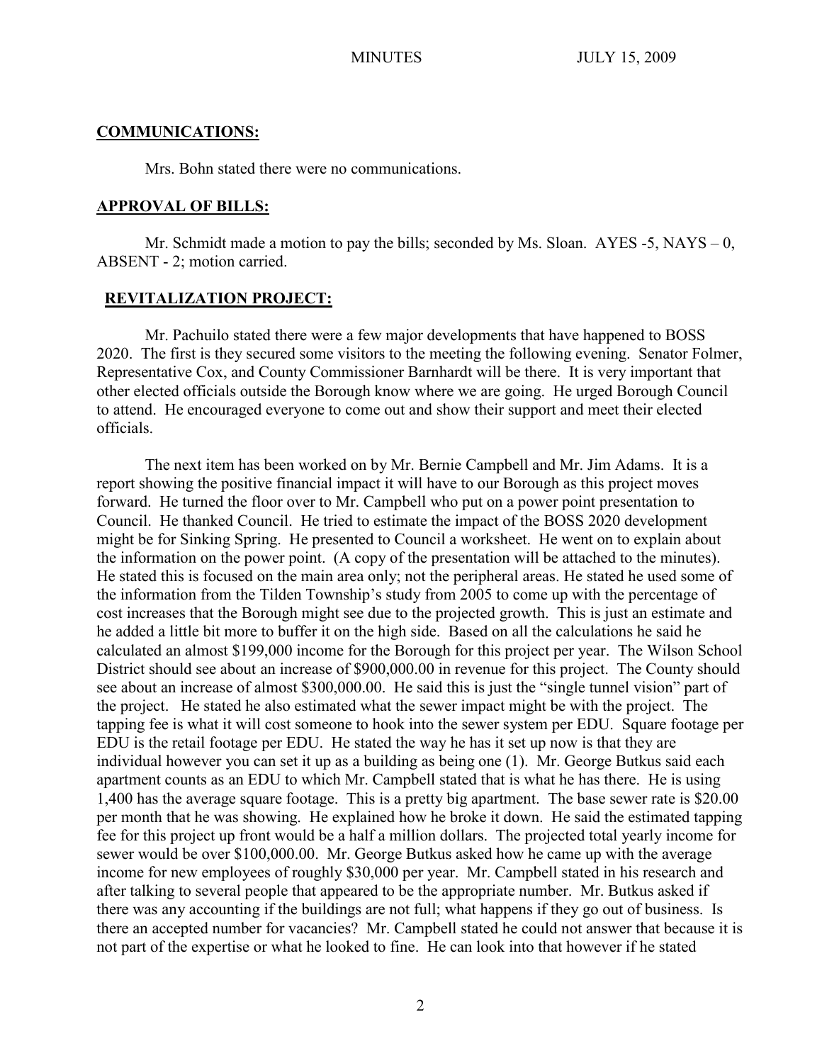## COMMUNICATIONS:

Mrs. Bohn stated there were no communications.

## APPROVAL OF BILLS:

Mr. Schmidt made a motion to pay the bills; seconded by Ms. Sloan. AYES -5, NAYS – 0, ABSENT - 2; motion carried.

## REVITALIZATION PROJECT:

Mr. Pachuilo stated there were a few major developments that have happened to BOSS 2020. The first is they secured some visitors to the meeting the following evening. Senator Folmer, Representative Cox, and County Commissioner Barnhardt will be there. It is very important that other elected officials outside the Borough know where we are going. He urged Borough Council to attend. He encouraged everyone to come out and show their support and meet their elected officials.

The next item has been worked on by Mr. Bernie Campbell and Mr. Jim Adams. It is a report showing the positive financial impact it will have to our Borough as this project moves forward. He turned the floor over to Mr. Campbell who put on a power point presentation to Council. He thanked Council. He tried to estimate the impact of the BOSS 2020 development might be for Sinking Spring. He presented to Council a worksheet. He went on to explain about the information on the power point. (A copy of the presentation will be attached to the minutes). He stated this is focused on the main area only; not the peripheral areas. He stated he used some of the information from the Tilden Township's study from 2005 to come up with the percentage of cost increases that the Borough might see due to the projected growth. This is just an estimate and he added a little bit more to buffer it on the high side. Based on all the calculations he said he calculated an almost $199,000 income for the Borough for this project per year. The Wilson School District should see about an increase of $900,000.00 in revenue for this project. The County should see about an increase of almost $300,000.00. He said this is just the "single tunnel vision" part of the project. He stated he also estimated what the sewer impact might be with the project. The tapping fee is what it will cost someone to hook into the sewer system per EDU. Square footage per EDU is the retail footage per EDU. He stated the way he has it set up now is that they are individual however you can set it up as a building as being one (1). Mr. George Butkus said each apartment counts as an EDU to which Mr. Campbell stated that is what he has there. He is using 1,400 has the average square footage. This is a pretty big apartment. The base sewer rate is $20.00 per month that he was showing. He explained how he broke it down. He said the estimated tapping fee for this project up front would be a half a million dollars. The projected total yearly income for sewer would be over $100,000.00. Mr. George Butkus asked how he came up with the average income for new employees of roughly $30,000 per year. Mr. Campbell stated in his research and after talking to several people that appeared to be the appropriate number. Mr. Butkus asked if there was any accounting if the buildings are not full; what happens if they go out of business. Is there an accepted number for vacancies? Mr. Campbell stated he could not answer that because it is not part of the expertise or what he looked to fine. He can look into that however if he stated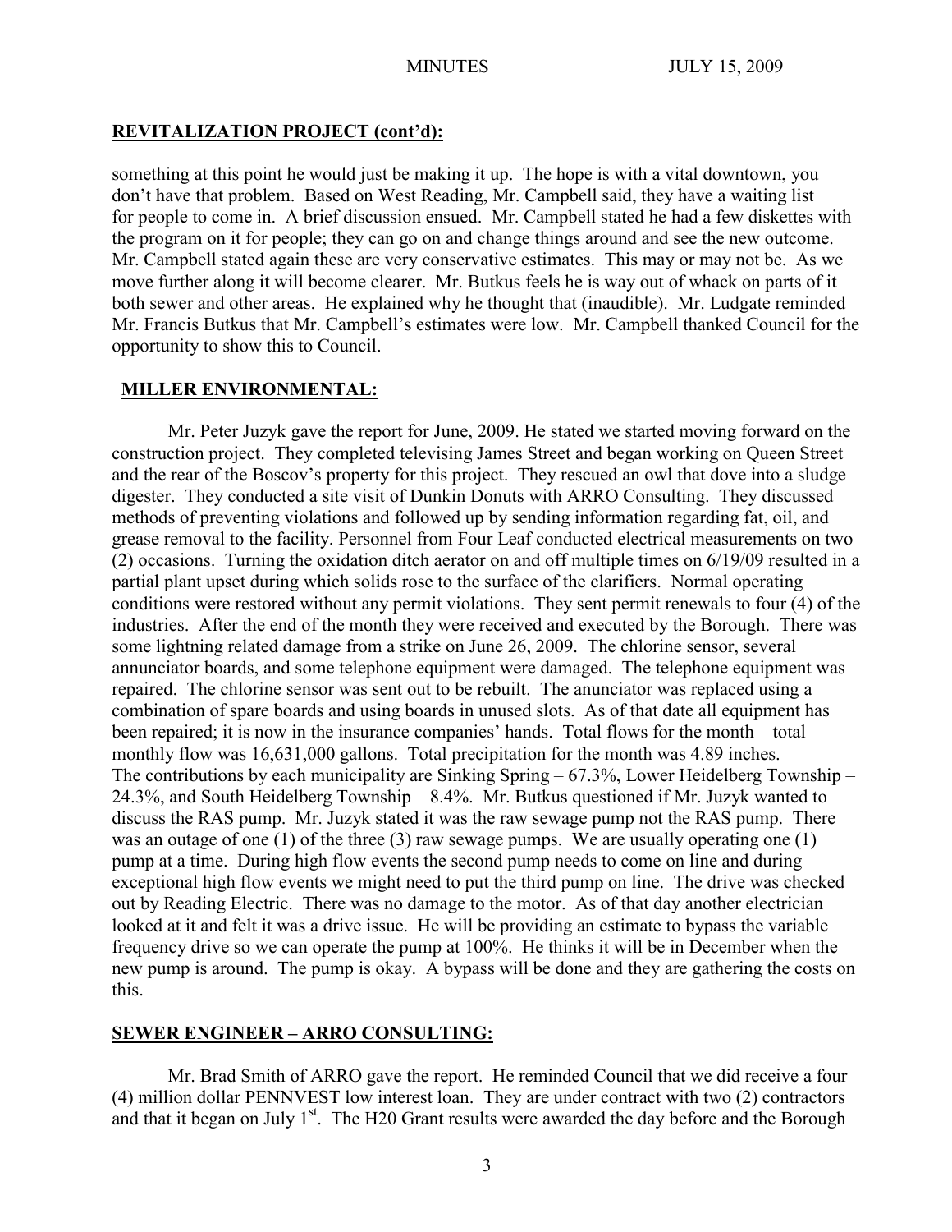## REVITALIZATION PROJECT (cont'd):

something at this point he would just be making it up. The hope is with a vital downtown, you don't have that problem. Based on West Reading, Mr. Campbell said, they have a waiting list for people to come in. A brief discussion ensued. Mr. Campbell stated he had a few diskettes with the program on it for people; they can go on and change things around and see the new outcome. Mr. Campbell stated again these are very conservative estimates. This may or may not be. As we move further along it will become clearer. Mr. Butkus feels he is way out of whack on parts of it both sewer and other areas. He explained why he thought that (inaudible). Mr. Ludgate reminded Mr. Francis Butkus that Mr. Campbell's estimates were low. Mr. Campbell thanked Council for the opportunity to show this to Council.

## MILLER ENVIRONMENTAL:

Mr. Peter Juzyk gave the report for June, 2009. He stated we started moving forward on the construction project. They completed televising James Street and began working on Queen Street and the rear of the Boscov's property for this project. They rescued an owl that dove into a sludge digester. They conducted a site visit of Dunkin Donuts with ARRO Consulting. They discussed methods of preventing violations and followed up by sending information regarding fat, oil, and grease removal to the facility. Personnel from Four Leaf conducted electrical measurements on two (2) occasions. Turning the oxidation ditch aerator on and off multiple times on 6/19/09 resulted in a partial plant upset during which solids rose to the surface of the clarifiers. Normal operating conditions were restored without any permit violations. They sent permit renewals to four (4) of the industries. After the end of the month they were received and executed by the Borough. There was some lightning related damage from a strike on June 26, 2009. The chlorine sensor, several annunciator boards, and some telephone equipment were damaged. The telephone equipment was repaired. The chlorine sensor was sent out to be rebuilt. The anunciator was replaced using a combination of spare boards and using boards in unused slots. As of that date all equipment has been repaired; it is now in the insurance companies' hands. Total flows for the month – total monthly flow was 16,631,000 gallons. Total precipitation for the month was 4.89 inches. The contributions by each municipality are Sinking Spring – 67.3%, Lower Heidelberg Township – 24.3%, and South Heidelberg Township – 8.4%. Mr. Butkus questioned if Mr. Juzyk wanted to discuss the RAS pump. Mr. Juzyk stated it was the raw sewage pump not the RAS pump. There was an outage of one (1) of the three (3) raw sewage pumps. We are usually operating one (1) pump at a time. During high flow events the second pump needs to come on line and during exceptional high flow events we might need to put the third pump on line. The drive was checked out by Reading Electric. There was no damage to the motor. As of that day another electrician looked at it and felt it was a drive issue. He will be providing an estimate to bypass the variable frequency drive so we can operate the pump at 100%. He thinks it will be in December when the new pump is around. The pump is okay. A bypass will be done and they are gathering the costs on this.

## SEWER ENGINEER – ARRO CONSULTING:

Mr. Brad Smith of ARRO gave the report. He reminded Council that we did receive a four (4) million dollar PENNVEST low interest loan. They are under contract with two (2) contractors and that it began on July 1st. The H20 Grant results were awarded the day before and the Borough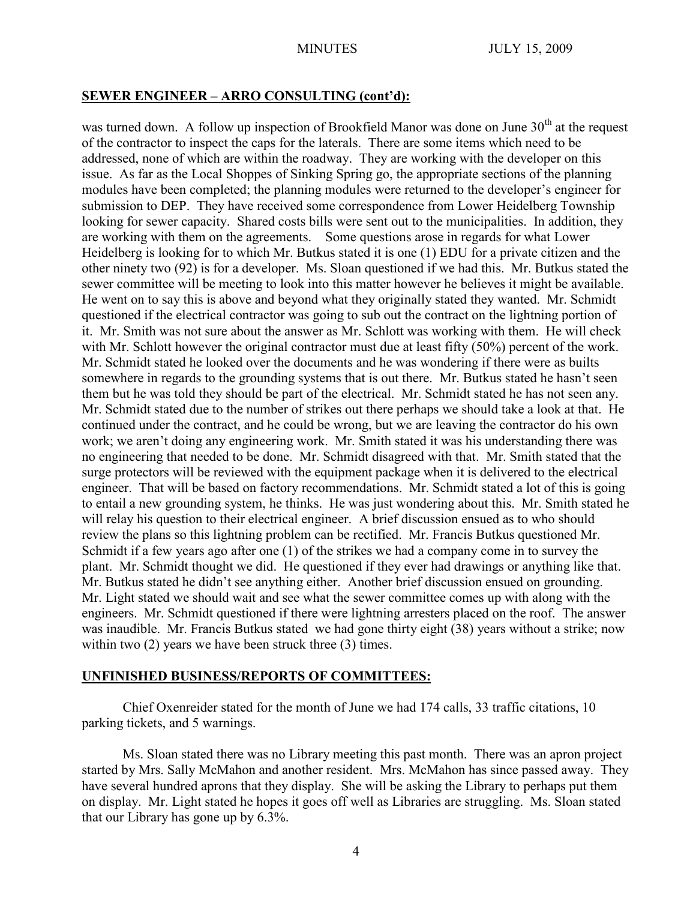## SEWER ENGINEER – ARRO CONSULTING (cont'd):

was turned down. A follow up inspection of Brookfield Manor was done on June 30th at the request of the contractor to inspect the caps for the laterals. There are some items which need to be addressed, none of which are within the roadway. They are working with the developer on this issue. As far as the Local Shoppes of Sinking Spring go, the appropriate sections of the planning modules have been completed; the planning modules were returned to the developer's engineer for submission to DEP. They have received some correspondence from Lower Heidelberg Township looking for sewer capacity. Shared costs bills were sent out to the municipalities. In addition, they are working with them on the agreements. Some questions arose in regards for what Lower Heidelberg is looking for to which Mr. Butkus stated it is one (1) EDU for a private citizen and the other ninety two (92) is for a developer. Ms. Sloan questioned if we had this. Mr. Butkus stated the sewer committee will be meeting to look into this matter however he believes it might be available. He went on to say this is above and beyond what they originally stated they wanted. Mr. Schmidt questioned if the electrical contractor was going to sub out the contract on the lightning portion of it. Mr. Smith was not sure about the answer as Mr. Schlott was working with them. He will check with Mr. Schlott however the original contractor must due at least fifty (50%) percent of the work. Mr. Schmidt stated he looked over the documents and he was wondering if there were as builts somewhere in regards to the grounding systems that is out there. Mr. Butkus stated he hasn't seen them but he was told they should be part of the electrical. Mr. Schmidt stated he has not seen any. Mr. Schmidt stated due to the number of strikes out there perhaps we should take a look at that. He continued under the contract, and he could be wrong, but we are leaving the contractor do his own work; we aren't doing any engineering work. Mr. Smith stated it was his understanding there was no engineering that needed to be done. Mr. Schmidt disagreed with that. Mr. Smith stated that the surge protectors will be reviewed with the equipment package when it is delivered to the electrical engineer. That will be based on factory recommendations. Mr. Schmidt stated a lot of this is going to entail a new grounding system, he thinks. He was just wondering about this. Mr. Smith stated he will relay his question to their electrical engineer. A brief discussion ensued as to who should review the plans so this lightning problem can be rectified. Mr. Francis Butkus questioned Mr. Schmidt if a few years ago after one (1) of the strikes we had a company come in to survey the plant. Mr. Schmidt thought we did. He questioned if they ever had drawings or anything like that. Mr. Butkus stated he didn't see anything either. Another brief discussion ensued on grounding. Mr. Light stated we should wait and see what the sewer committee comes up with along with the engineers. Mr. Schmidt questioned if there were lightning arresters placed on the roof. The answer was inaudible. Mr. Francis Butkus stated we had gone thirty eight (38) years without a strike; now within two (2) years we have been struck three (3) times.

## UNFINISHED BUSINESS/REPORTS OF COMMITTEES:

Chief Oxenreider stated for the month of June we had 174 calls, 33 traffic citations, 10 parking tickets, and 5 warnings.

Ms. Sloan stated there was no Library meeting this past month. There was an apron project started by Mrs. Sally McMahon and another resident. Mrs. McMahon has since passed away. They have several hundred aprons that they display. She will be asking the Library to perhaps put them on display. Mr. Light stated he hopes it goes off well as Libraries are struggling. Ms. Sloan stated that our Library has gone up by 6.3%.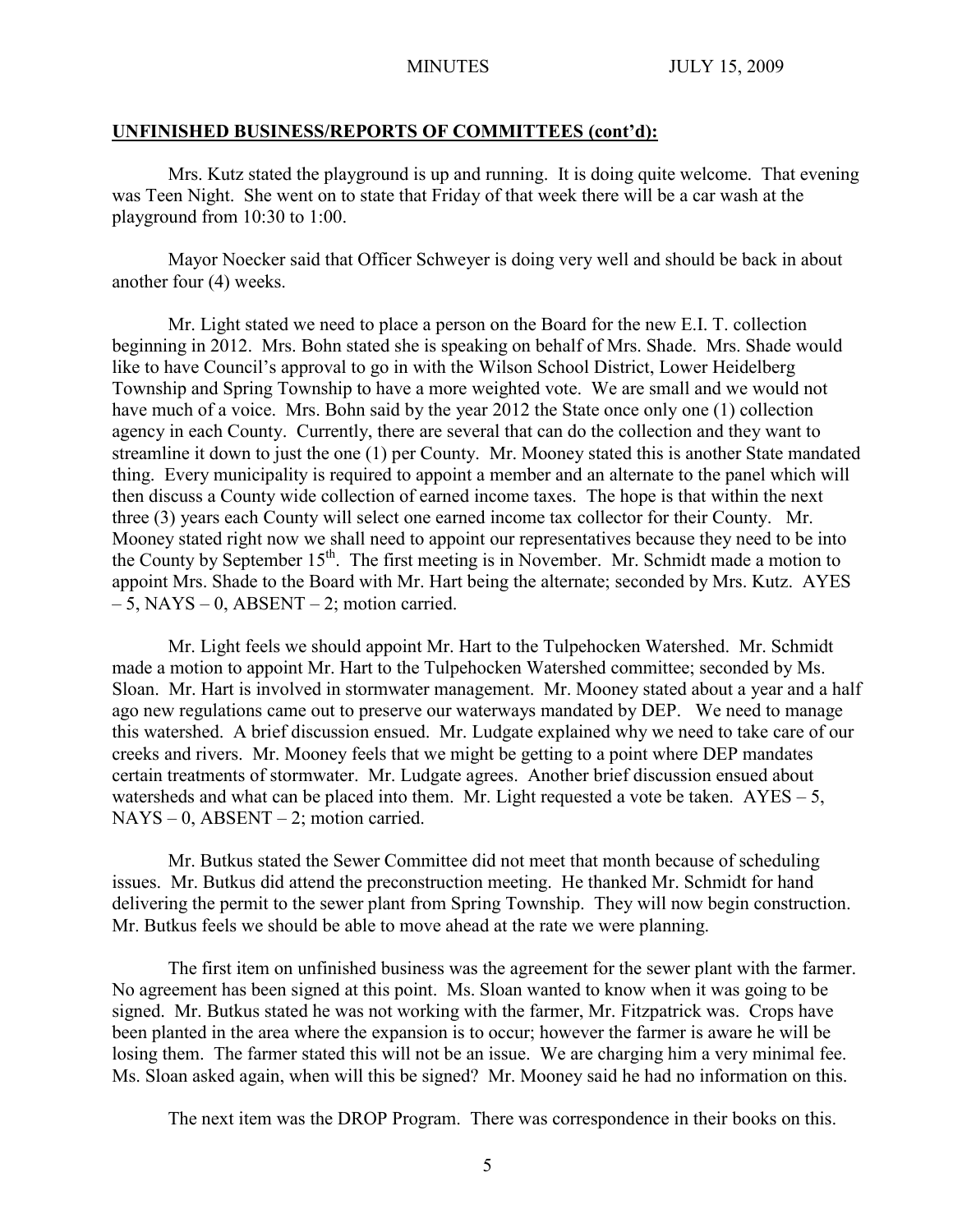**UNFINISHED BUSINESS/REPORTS OF COMMITTEES (cont'd):**

Mrs. Kutz stated the playground is up and running. It is doing quite welcome. That evening was Teen Night. She went on to state that Friday of that week there will be a car wash at the playground from 10:30 to 1:00.

Mayor Noecker said that Officer Schweyer is doing very well and should be back in about another four (4) weeks.

Mr. Light stated we need to place a person on the Board for the new E.I. T. collection beginning in 2012. Mrs. Bohn stated she is speaking on behalf of Mrs. Shade. Mrs. Shade would like to have Council's approval to go in with the Wilson School District, Lower Heidelberg Township and Spring Township to have a more weighted vote. We are small and we would not have much of a voice. Mrs. Bohn said by the year 2012 the State once only one (1) collection agency in each County. Currently, there are several that can do the collection and they want to streamline it down to just the one (1) per County. Mr. Mooney stated this is another State mandated thing. Every municipality is required to appoint a member and an alternate to the panel which will then discuss a County wide collection of earned income taxes. The hope is that within the next three (3) years each County will select one earned income tax collector for their County. Mr. Mooney stated right now we shall need to appoint our representatives because they need to be into the County by September 15th. The first meeting is in November. Mr. Schmidt made a motion to appoint Mrs. Shade to the Board with Mr. Hart being the alternate; seconded by Mrs. Kutz. AYES – 5, NAYS – 0, ABSENT – 2; motion carried.

Mr. Light feels we should appoint Mr. Hart to the Tulpehocken Watershed. Mr. Schmidt made a motion to appoint Mr. Hart to the Tulpehocken Watershed committee; seconded by Ms. Sloan. Mr. Hart is involved in stormwater management. Mr. Mooney stated about a year and a half ago new regulations came out to preserve our waterways mandated by DEP. We need to manage this watershed. A brief discussion ensued. Mr. Ludgate explained why we need to take care of our creeks and rivers. Mr. Mooney feels that we might be getting to a point where DEP mandates certain treatments of stormwater. Mr. Ludgate agrees. Another brief discussion ensued about watersheds and what can be placed into them. Mr. Light requested a vote be taken. AYES – 5, NAYS – 0, ABSENT – 2; motion carried.

Mr. Butkus stated the Sewer Committee did not meet that month because of scheduling issues. Mr. Butkus did attend the preconstruction meeting. He thanked Mr. Schmidt for hand delivering the permit to the sewer plant from Spring Township. They will now begin construction. Mr. Butkus feels we should be able to move ahead at the rate we were planning.

The first item on unfinished business was the agreement for the sewer plant with the farmer. No agreement has been signed at this point. Ms. Sloan wanted to know when it was going to be signed. Mr. Butkus stated he was not working with the farmer, Mr. Fitzpatrick was. Crops have been planted in the area where the expansion is to occur; however the farmer is aware he will be losing them. The farmer stated this will not be an issue. We are charging him a very minimal fee. Ms. Sloan asked again, when will this be signed? Mr. Mooney said he had no information on this.

The next item was the DROP Program. There was correspondence in their books on this.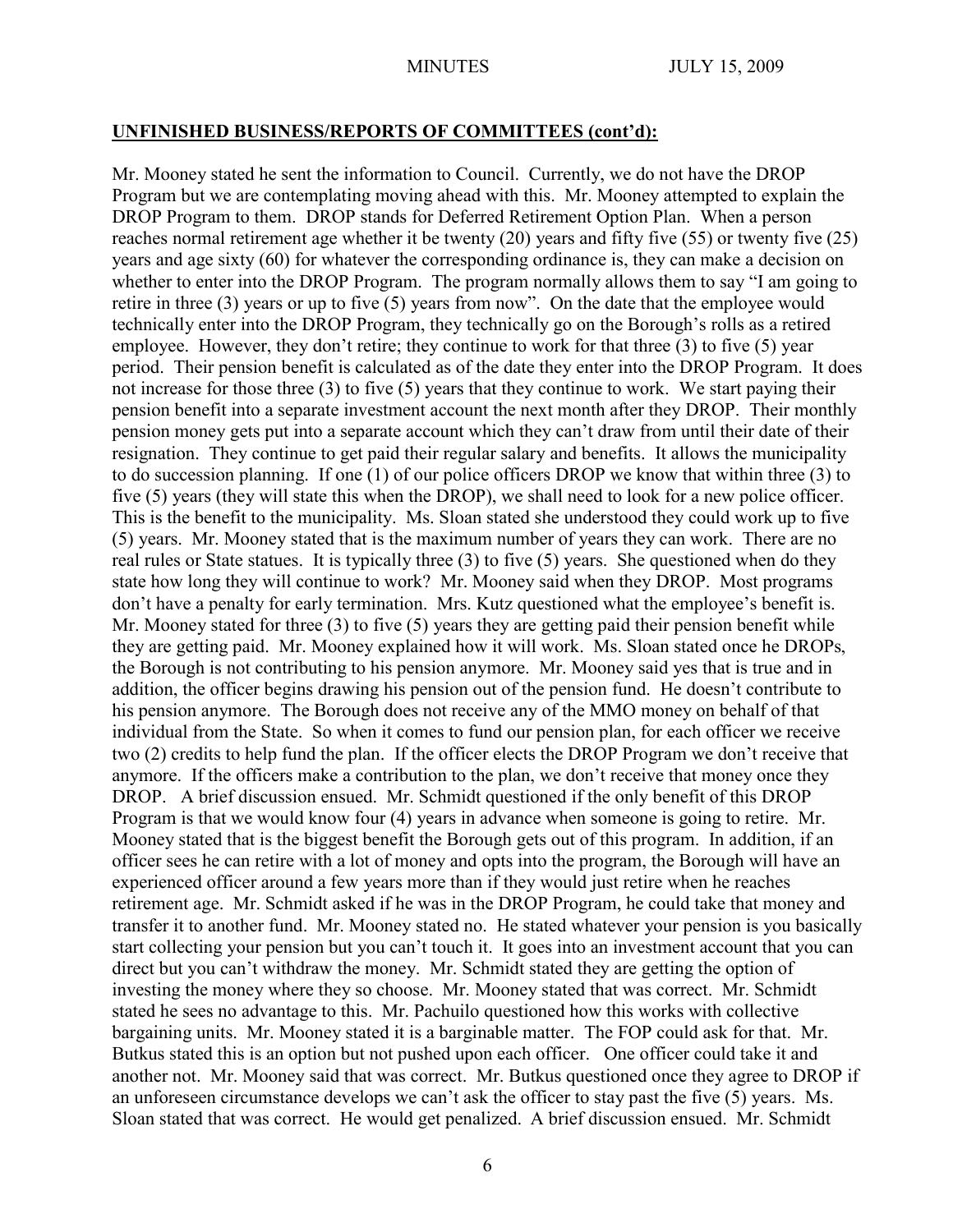## UNFINISHED BUSINESS/REPORTS OF COMMITTEES (cont'd):

Mr. Mooney stated he sent the information to Council. Currently, we do not have the DROP Program but we are contemplating moving ahead with this. Mr. Mooney attempted to explain the DROP Program to them. DROP stands for Deferred Retirement Option Plan. When a person reaches normal retirement age whether it be twenty (20) years and fifty five (55) or twenty five (25) years and age sixty (60) for whatever the corresponding ordinance is, they can make a decision on whether to enter into the DROP Program. The program normally allows them to say "I am going to retire in three (3) years or up to five (5) years from now". On the date that the employee would technically enter into the DROP Program, they technically go on the Borough's rolls as a retired employee. However, they don't retire; they continue to work for that three (3) to five (5) year period. Their pension benefit is calculated as of the date they enter into the DROP Program. It does not increase for those three (3) to five (5) years that they continue to work. We start paying their pension benefit into a separate investment account the next month after they DROP. Their monthly pension money gets put into a separate account which they can't draw from until their date of their resignation. They continue to get paid their regular salary and benefits. It allows the municipality to do succession planning. If one (1) of our police officers DROP we know that within three (3) to five (5) years (they will state this when the DROP), we shall need to look for a new police officer. This is the benefit to the municipality. Ms. Sloan stated she understood they could work up to five (5) years. Mr. Mooney stated that is the maximum number of years they can work. There are no real rules or State statues. It is typically three (3) to five (5) years. She questioned when do they state how long they will continue to work? Mr. Mooney said when they DROP. Most programs don't have a penalty for early termination. Mrs. Kutz questioned what the employee's benefit is. Mr. Mooney stated for three (3) to five (5) years they are getting paid their pension benefit while they are getting paid. Mr. Mooney explained how it will work. Ms. Sloan stated once he DROPs, the Borough is not contributing to his pension anymore. Mr. Mooney said yes that is true and in addition, the officer begins drawing his pension out of the pension fund. He doesn't contribute to his pension anymore. The Borough does not receive any of the MMO money on behalf of that individual from the State. So when it comes to fund our pension plan, for each officer we receive two (2) credits to help fund the plan. If the officer elects the DROP Program we don't receive that anymore. If the officers make a contribution to the plan, we don't receive that money once they DROP. A brief discussion ensued. Mr. Schmidt questioned if the only benefit of this DROP Program is that we would know four (4) years in advance when someone is going to retire. Mr. Mooney stated that is the biggest benefit the Borough gets out of this program. In addition, if an officer sees he can retire with a lot of money and opts into the program, the Borough will have an experienced officer around a few years more than if they would just retire when he reaches retirement age. Mr. Schmidt asked if he was in the DROP Program, he could take that money and transfer it to another fund. Mr. Mooney stated no. He stated whatever your pension is you basically start collecting your pension but you can't touch it. It goes into an investment account that you can direct but you can't withdraw the money. Mr. Schmidt stated they are getting the option of investing the money where they so choose. Mr. Mooney stated that was correct. Mr. Schmidt stated he sees no advantage to this. Mr. Pachuilo questioned how this works with collective bargaining units. Mr. Mooney stated it is a barginable matter. The FOP could ask for that. Mr. Butkus stated this is an option but not pushed upon each officer. One officer could take it and another not. Mr. Mooney said that was correct. Mr. Butkus questioned once they agree to DROP if an unforeseen circumstance develops we can't ask the officer to stay past the five (5) years. Ms. Sloan stated that was correct. He would get penalized. A brief discussion ensued. Mr. Schmidt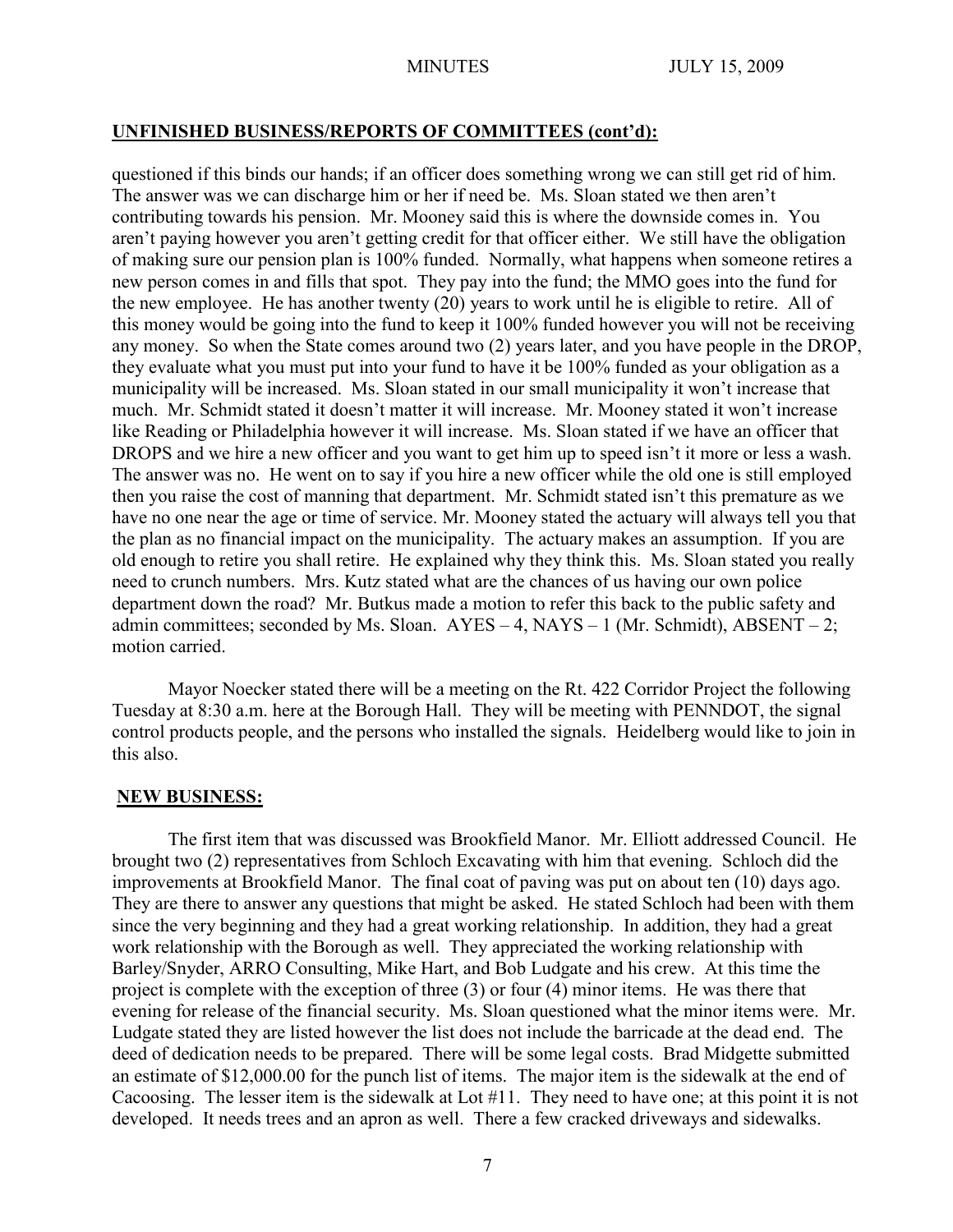**UNFINISHED BUSINESS/REPORTS OF COMMITTEES (cont'd):**

questioned if this binds our hands; if an officer does something wrong we can still get rid of him. The answer was we can discharge him or her if need be. Ms. Sloan stated we then aren't contributing towards his pension. Mr. Mooney said this is where the downside comes in. You aren't paying however you aren't getting credit for that officer either. We still have the obligation of making sure our pension plan is 100% funded. Normally, what happens when someone retires a new person comes in and fills that spot. They pay into the fund; the MMO goes into the fund for the new employee. He has another twenty (20) years to work until he is eligible to retire. All of this money would be going into the fund to keep it 100% funded however you will not be receiving any money. So when the State comes around two (2) years later, and you have people in the DROP, they evaluate what you must put into your fund to have it be 100% funded as your obligation as a municipality will be increased. Ms. Sloan stated in our small municipality it won't increase that much. Mr. Schmidt stated it doesn't matter it will increase. Mr. Mooney stated it won't increase like Reading or Philadelphia however it will increase. Ms. Sloan stated if we have an officer that DROPS and we hire a new officer and you want to get him up to speed isn't it more or less a wash. The answer was no. He went on to say if you hire a new officer while the old one is still employed then you raise the cost of manning that department. Mr. Schmidt stated isn't this premature as we have no one near the age or time of service. Mr. Mooney stated the actuary will always tell you that the plan as no financial impact on the municipality. The actuary makes an assumption. If you are old enough to retire you shall retire. He explained why they think this. Ms. Sloan stated you really need to crunch numbers. Mrs. Kutz stated what are the chances of us having our own police department down the road? Mr. Butkus made a motion to refer this back to the public safety and admin committees; seconded by Ms. Sloan. AYES – 4, NAYS – 1 (Mr. Schmidt), ABSENT – 2; motion carried.

Mayor Noecker stated there will be a meeting on the Rt. 422 Corridor Project the following Tuesday at 8:30 a.m. here at the Borough Hall. They will be meeting with PENNDOT, the signal control products people, and the persons who installed the signals. Heidelberg would like to join in this also.

**NEW BUSINESS:**

The first item that was discussed was Brookfield Manor. Mr. Elliott addressed Council. He brought two (2) representatives from Schloch Excavating with him that evening. Schloch did the improvements at Brookfield Manor. The final coat of paving was put on about ten (10) days ago. They are there to answer any questions that might be asked. He stated Schloch had been with them since the very beginning and they had a great working relationship. In addition, they had a great work relationship with the Borough as well. They appreciated the working relationship with Barley/Snyder, ARRO Consulting, Mike Hart, and Bob Ludgate and his crew. At this time the project is complete with the exception of three (3) or four (4) minor items. He was there that evening for release of the financial security. Ms. Sloan questioned what the minor items were. Mr. Ludgate stated they are listed however the list does not include the barricade at the dead end. The deed of dedication needs to be prepared. There will be some legal costs. Brad Midgette submitted an estimate of $12,000.00 for the punch list of items. The major item is the sidewalk at the end of Cacoosing. The lesser item is the sidewalk at Lot #11. They need to have one; at this point it is not developed. It needs trees and an apron as well. There a few cracked driveways and sidewalks.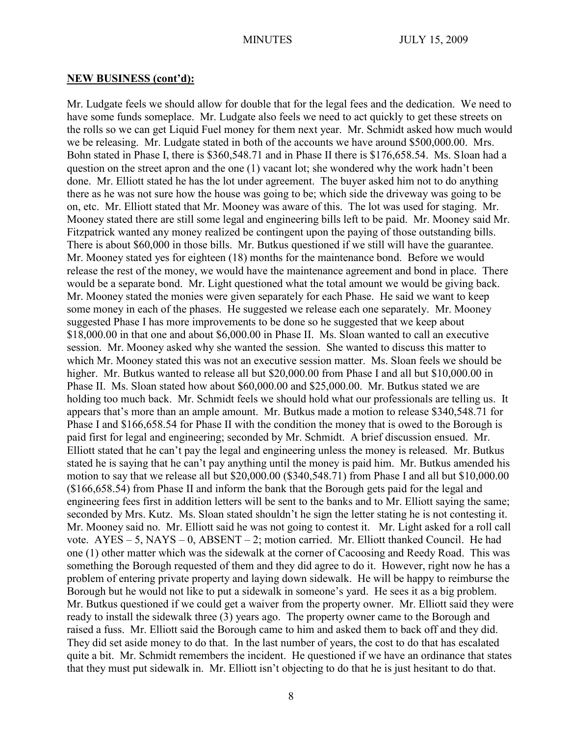**NEW BUSINESS (cont'd):**

Mr. Ludgate feels we should allow for double that for the legal fees and the dedication. We need to have some funds someplace. Mr. Ludgate also feels we need to act quickly to get these streets on the rolls so we can get Liquid Fuel money for them next year. Mr. Schmidt asked how much would we be releasing. Mr. Ludgate stated in both of the accounts we have around $500,000.00. Mrs. Bohn stated in Phase I, there is $360,548.71 and in Phase II there is $176,658.54. Ms. Sloan had a question on the street apron and the one (1) vacant lot; she wondered why the work hadn't been done. Mr. Elliott stated he has the lot under agreement. The buyer asked him not to do anything there as he was not sure how the house was going to be; which side the driveway was going to be on, etc. Mr. Elliott stated that Mr. Mooney was aware of this. The lot was used for staging. Mr. Mooney stated there are still some legal and engineering bills left to be paid. Mr. Mooney said Mr. Fitzpatrick wanted any money realized be contingent upon the paying of those outstanding bills. There is about $60,000 in those bills. Mr. Butkus questioned if we still will have the guarantee. Mr. Mooney stated yes for eighteen (18) months for the maintenance bond. Before we would release the rest of the money, we would have the maintenance agreement and bond in place. There would be a separate bond. Mr. Light questioned what the total amount we would be giving back. Mr. Mooney stated the monies were given separately for each Phase. He said we want to keep some money in each of the phases. He suggested we release each one separately. Mr. Mooney suggested Phase I has more improvements to be done so he suggested that we keep about $18,000.00 in that one and about $6,000.00 in Phase II. Ms. Sloan wanted to call an executive session. Mr. Mooney asked why she wanted the session. She wanted to discuss this matter to which Mr. Mooney stated this was not an executive session matter. Ms. Sloan feels we should be higher. Mr. Butkus wanted to release all but $20,000.00 from Phase I and all but $10,000.00 in Phase II. Ms. Sloan stated how about $60,000.00 and $25,000.00. Mr. Butkus stated we are holding too much back. Mr. Schmidt feels we should hold what our professionals are telling us. It appears that's more than an ample amount. Mr. Butkus made a motion to release $340,548.71 for Phase I and $166,658.54 for Phase II with the condition the money that is owed to the Borough is paid first for legal and engineering; seconded by Mr. Schmidt. A brief discussion ensued. Mr. Elliott stated that he can't pay the legal and engineering unless the money is released. Mr. Butkus stated he is saying that he can't pay anything until the money is paid him. Mr. Butkus amended his motion to say that we release all but $20,000.00 ($340,548.71) from Phase I and all but $10,000.00 ($166,658.54) from Phase II and inform the bank that the Borough gets paid for the legal and engineering fees first in addition letters will be sent to the banks and to Mr. Elliott saying the same; seconded by Mrs. Kutz. Ms. Sloan stated shouldn't he sign the letter stating he is not contesting it. Mr. Mooney said no. Mr. Elliott said he was not going to contest it. Mr. Light asked for a roll call vote. AYES – 5, NAYS – 0, ABSENT – 2; motion carried. Mr. Elliott thanked Council. He had one (1) other matter which was the sidewalk at the corner of Cacoosing and Reedy Road. This was something the Borough requested of them and they did agree to do it. However, right now he has a problem of entering private property and laying down sidewalk. He will be happy to reimburse the Borough but he would not like to put a sidewalk in someone's yard. He sees it as a big problem. Mr. Butkus questioned if we could get a waiver from the property owner. Mr. Elliott said they were ready to install the sidewalk three (3) years ago. The property owner came to the Borough and raised a fuss. Mr. Elliott said the Borough came to him and asked them to back off and they did. They did set aside money to do that. In the last number of years, the cost to do that has escalated quite a bit. Mr. Schmidt remembers the incident. He questioned if we have an ordinance that states that they must put sidewalk in. Mr. Elliott isn't objecting to do that he is just hesitant to do that.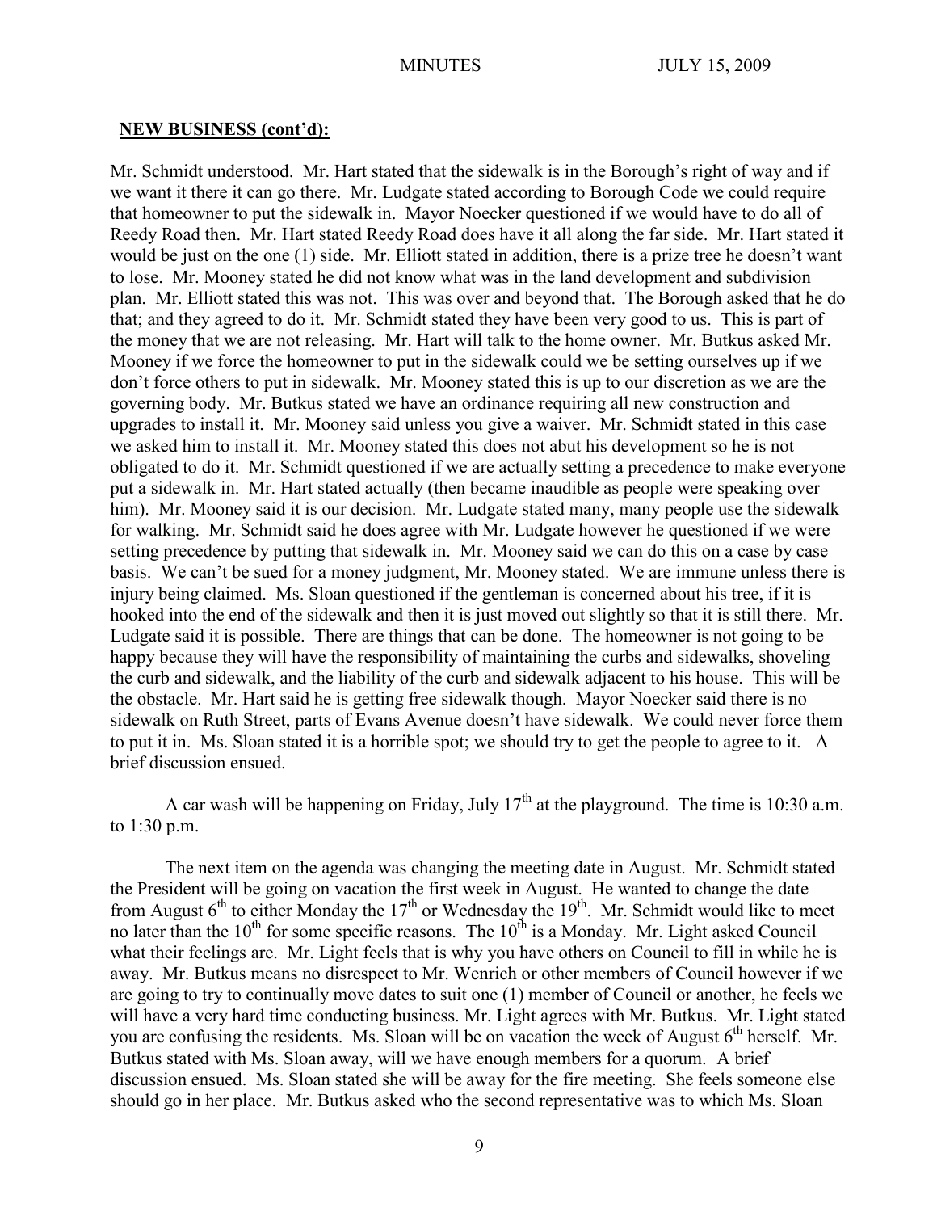**NEW BUSINESS (cont'd):**

Mr. Schmidt understood. Mr. Hart stated that the sidewalk is in the Borough's right of way and if we want it there it can go there. Mr. Ludgate stated according to Borough Code we could require that homeowner to put the sidewalk in. Mayor Noecker questioned if we would have to do all of Reedy Road then. Mr. Hart stated Reedy Road does have it all along the far side. Mr. Hart stated it would be just on the one (1) side. Mr. Elliott stated in addition, there is a prize tree he doesn't want to lose. Mr. Mooney stated he did not know what was in the land development and subdivision plan. Mr. Elliott stated this was not. This was over and beyond that. The Borough asked that he do that; and they agreed to do it. Mr. Schmidt stated they have been very good to us. This is part of the money that we are not releasing. Mr. Hart will talk to the home owner. Mr. Butkus asked Mr. Mooney if we force the homeowner to put in the sidewalk could we be setting ourselves up if we don't force others to put in sidewalk. Mr. Mooney stated this is up to our discretion as we are the governing body. Mr. Butkus stated we have an ordinance requiring all new construction and upgrades to install it. Mr. Mooney said unless you give a waiver. Mr. Schmidt stated in this case we asked him to install it. Mr. Mooney stated this does not abut his development so he is not obligated to do it. Mr. Schmidt questioned if we are actually setting a precedence to make everyone put a sidewalk in. Mr. Hart stated actually (then became inaudible as people were speaking over him). Mr. Mooney said it is our decision. Mr. Ludgate stated many, many people use the sidewalk for walking. Mr. Schmidt said he does agree with Mr. Ludgate however he questioned if we were setting precedence by putting that sidewalk in. Mr. Mooney said we can do this on a case by case basis. We can't be sued for a money judgment, Mr. Mooney stated. We are immune unless there is injury being claimed. Ms. Sloan questioned if the gentleman is concerned about his tree, if it is hooked into the end of the sidewalk and then it is just moved out slightly so that it is still there. Mr. Ludgate said it is possible. There are things that can be done. The homeowner is not going to be happy because they will have the responsibility of maintaining the curbs and sidewalks, shoveling the curb and sidewalk, and the liability of the curb and sidewalk adjacent to his house. This will be the obstacle. Mr. Hart said he is getting free sidewalk though. Mayor Noecker said there is no sidewalk on Ruth Street, parts of Evans Avenue doesn't have sidewalk. We could never force them to put it in. Ms. Sloan stated it is a horrible spot; we should try to get the people to agree to it. A brief discussion ensued.

A car wash will be happening on Friday, July 17th at the playground. The time is 10:30 a.m. to 1:30 p.m.

The next item on the agenda was changing the meeting date in August. Mr. Schmidt stated the President will be going on vacation the first week in August. He wanted to change the date from August 6th to either Monday the 17th or Wednesday the 19th. Mr. Schmidt would like to meet no later than the 10th for some specific reasons. The 10th is a Monday. Mr. Light asked Council what their feelings are. Mr. Light feels that is why you have others on Council to fill in while he is away. Mr. Butkus means no disrespect to Mr. Wenrich or other members of Council however if we are going to try to continually move dates to suit one (1) member of Council or another, he feels we will have a very hard time conducting business. Mr. Light agrees with Mr. Butkus. Mr. Light stated you are confusing the residents. Ms. Sloan will be on vacation the week of August 6th herself. Mr. Butkus stated with Ms. Sloan away, will we have enough members for a quorum. A brief discussion ensued. Ms. Sloan stated she will be away for the fire meeting. She feels someone else should go in her place. Mr. Butkus asked who the second representative was to which Ms. Sloan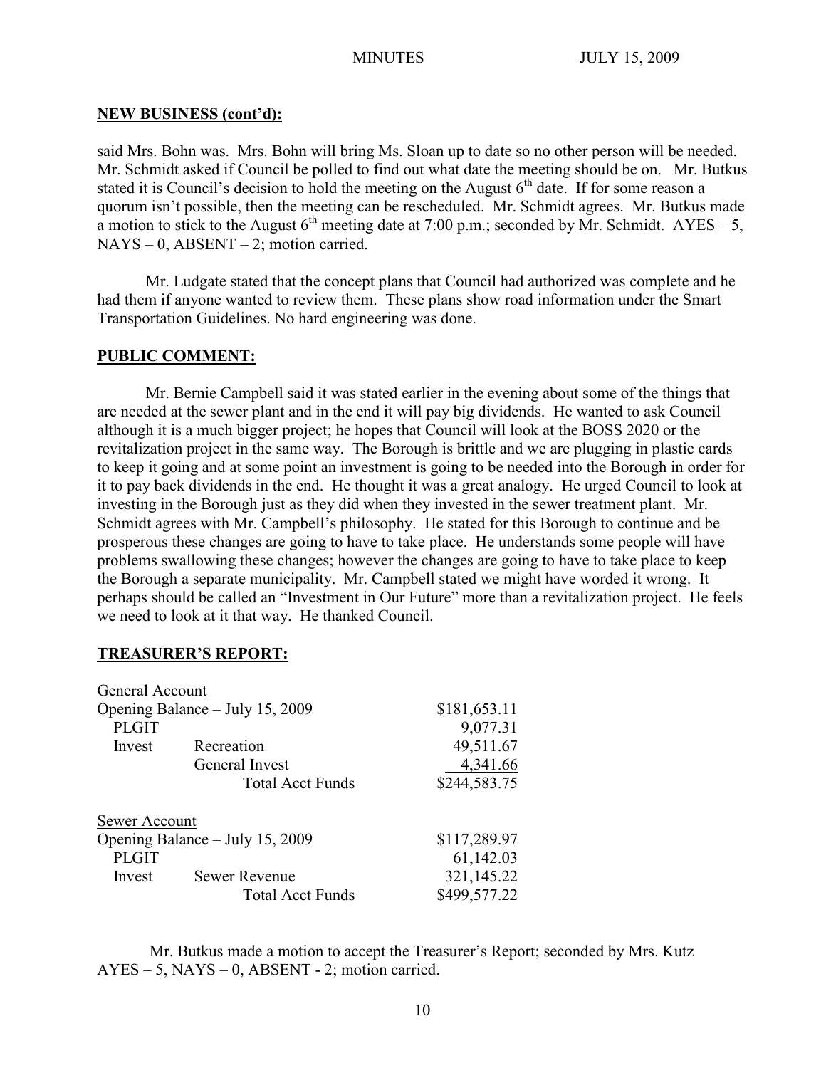**NEW BUSINESS (cont'd):**

said Mrs. Bohn was. Mrs. Bohn will bring Ms. Sloan up to date so no other person will be needed. Mr. Schmidt asked if Council be polled to find out what date the meeting should be on. Mr. Butkus stated it is Council's decision to hold the meeting on the August 6th date. If for some reason a quorum isn't possible, then the meeting can be rescheduled. Mr. Schmidt agrees. Mr. Butkus made a motion to stick to the August 6th meeting date at 7:00 p.m.; seconded by Mr. Schmidt. AYES – 5, NAYS – 0, ABSENT – 2; motion carried.

Mr. Ludgate stated that the concept plans that Council had authorized was complete and he had them if anyone wanted to review them. These plans show road information under the Smart Transportation Guidelines. No hard engineering was done.

**PUBLIC COMMENT:**

Mr. Bernie Campbell said it was stated earlier in the evening about some of the things that are needed at the sewer plant and in the end it will pay big dividends. He wanted to ask Council although it is a much bigger project; he hopes that Council will look at the BOSS 2020 or the revitalization project in the same way. The Borough is brittle and we are plugging in plastic cards to keep it going and at some point an investment is going to be needed into the Borough in order for it to pay back dividends in the end. He thought it was a great analogy. He urged Council to look at investing in the Borough just as they did when they invested in the sewer treatment plant. Mr. Schmidt agrees with Mr. Campbell's philosophy. He stated for this Borough to continue and be prosperous these changes are going to have to take place. He understands some people will have problems swallowing these changes; however the changes are going to have to take place to keep the Borough a separate municipality. Mr. Campbell stated we might have worded it wrong. It perhaps should be called an "Investment in Our Future" more than a revitalization project. He feels we need to look at it that way. He thanked Council.

**TREASURER'S REPORT:**

| General Account | | |
|---|---|---|
| Opening Balance – July 15, 2009 | | $181,653.11 |
| PLGIT | | 9,077.31 |
| Invest | Recreation | 49,511.67 |
| | General Invest | 4,341.66 |
| | Total Acct Funds | $244,583.75 |

| Sewer Account | | |
|---|---|---|
| Opening Balance – July 15, 2009 | | $117,289.97 |
| PLGIT | | 61,142.03 |
| Invest | Sewer Revenue | 321,145.22 |
| | Total Acct Funds | $499,577.22 |

Mr. Butkus made a motion to accept the Treasurer's Report; seconded by Mrs. Kutz AYES – 5, NAYS – 0, ABSENT - 2; motion carried.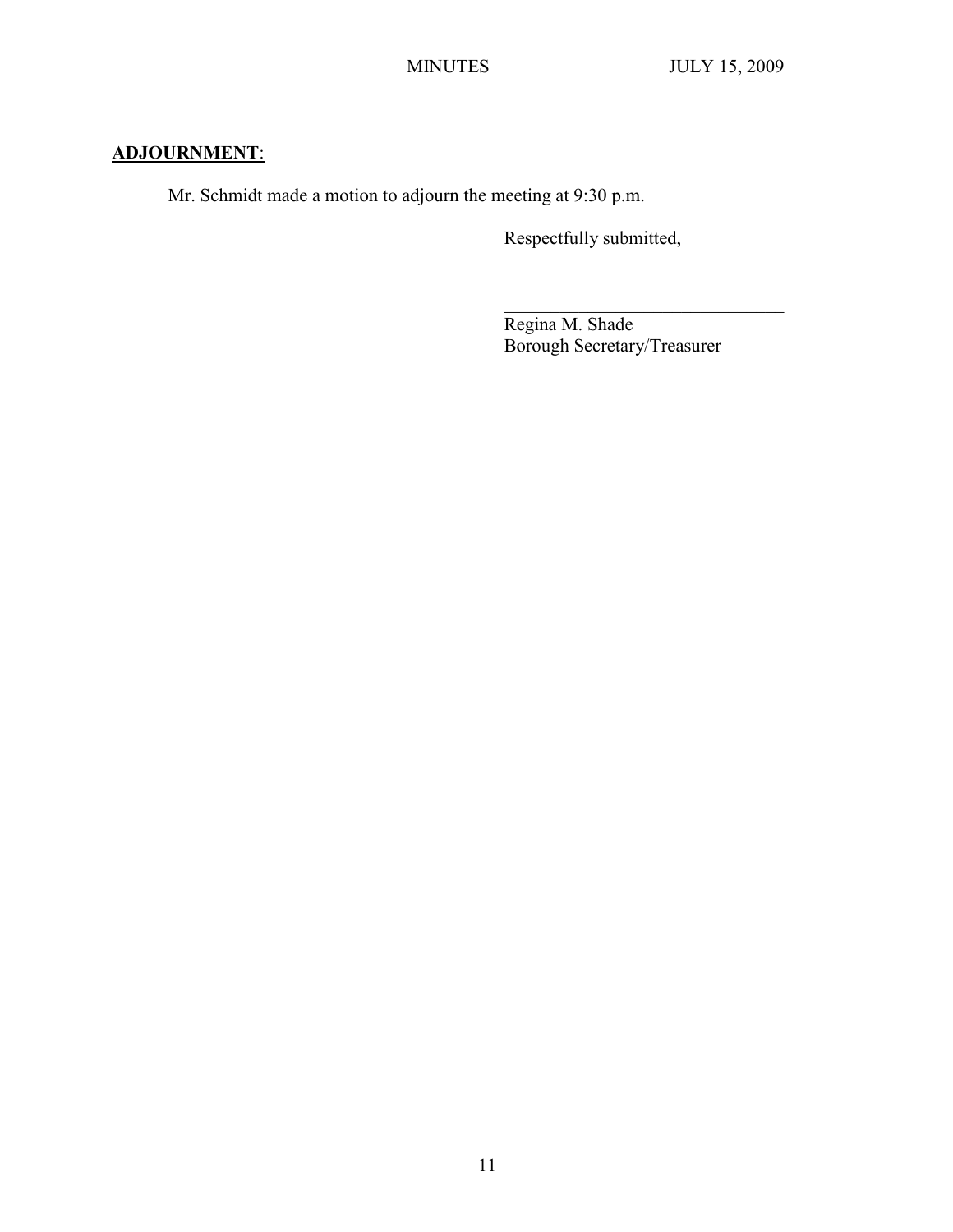**ADJOURNMENT**:

Mr. Schmidt made a motion to adjourn the meeting at 9:30 p.m.

Respectfully submitted,

\_\_\_\_\_\_\_\_\_\_\_\_\_\_\_\_\_\_\_\_\_\_\_\_\_\_\_\_\_\_

Regina M. Shade
Borough Secretary/Treasurer